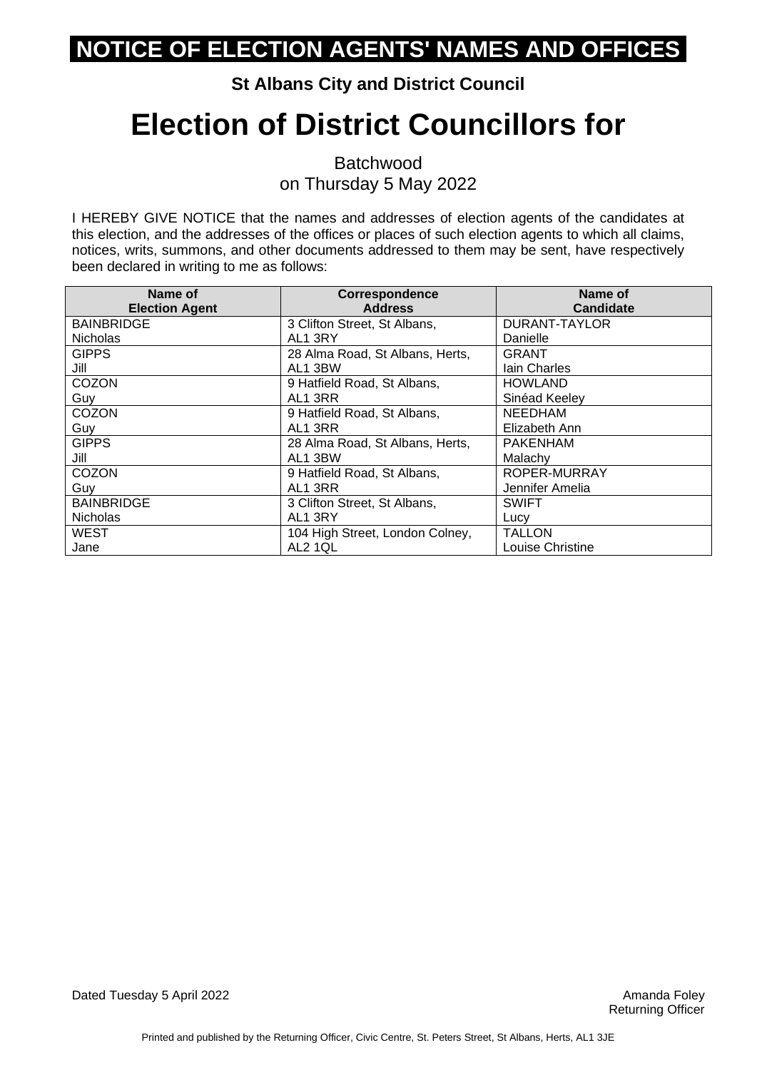# NOTICE OF ELECTION AGENTS' NAMES AND OFFICES

**St Albans City and District Council**

# Election of District Councillors for

Batchwood
on Thursday 5 May 2022

I HEREBY GIVE NOTICE that the names and addresses of election agents of the candidates at this election, and the addresses of the offices or places of such election agents to which all claims, notices, writs, summons, and other documents addressed to them may be sent, have respectively been declared in writing to me as follows:

| Name of Election Agent | Correspondence Address | Name of Candidate |
|---|---|---|
| BAINBRIDGE Nicholas | 3 Clifton Street, St Albans, AL1 3RY | DURANT-TAYLOR Danielle |
| GIPPS Jill | 28 Alma Road, St Albans, Herts, AL1 3BW | GRANT Iain Charles |
| COZON Guy | 9 Hatfield Road, St Albans, AL1 3RR | HOWLAND Sinéad Keeley |
| COZON Guy | 9 Hatfield Road, St Albans, AL1 3RR | NEEDHAM Elizabeth Ann |
| GIPPS Jill | 28 Alma Road, St Albans, Herts, AL1 3BW | PAKENHAM Malachy |
| COZON Guy | 9 Hatfield Road, St Albans, AL1 3RR | ROPER-MURRAY Jennifer Amelia |
| BAINBRIDGE Nicholas | 3 Clifton Street, St Albans, AL1 3RY | SWIFT Lucy |
| WEST Jane | 104 High Street, London Colney, AL2 1QL | TALLON Louise Christine |

Dated Tuesday 5 April 2022

Amanda Foley
Returning Officer

Printed and published by the Returning Officer, Civic Centre, St. Peters Street, St Albans, Herts, AL1 3JE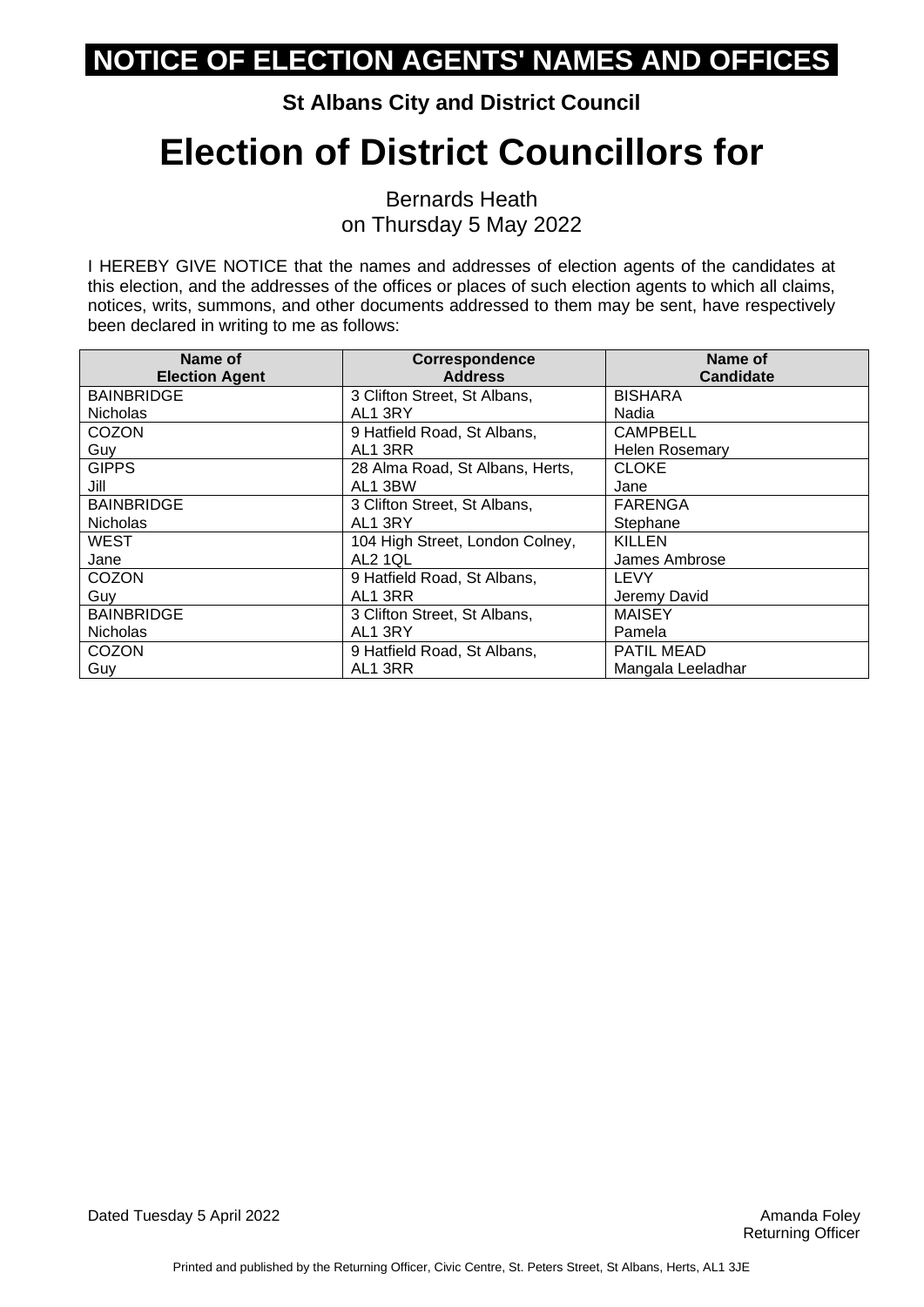# NOTICE OF ELECTION AGENTS' NAMES AND OFFICES

**St Albans City and District Council**

# Election of District Councillors for

Bernards Heath
on Thursday 5 May 2022

I HEREBY GIVE NOTICE that the names and addresses of election agents of the candidates at this election, and the addresses of the offices or places of such election agents to which all claims, notices, writs, summons, and other documents addressed to them may be sent, have respectively been declared in writing to me as follows:

| Name of Election Agent | Correspondence Address | Name of Candidate |
|---|---|---|
| BAINBRIDGE Nicholas | 3 Clifton Street, St Albans, AL1 3RY | BISHARA Nadia |
| COZON Guy | 9 Hatfield Road, St Albans, AL1 3RR | CAMPBELL Helen Rosemary |
| GIPPS Jill | 28 Alma Road, St Albans, Herts, AL1 3BW | CLOKE Jane |
| BAINBRIDGE Nicholas | 3 Clifton Street, St Albans, AL1 3RY | FARENGA Stephane |
| WEST Jane | 104 High Street, London Colney, AL2 1QL | KILLEN James Ambrose |
| COZON Guy | 9 Hatfield Road, St Albans, AL1 3RR | LEVY Jeremy David |
| BAINBRIDGE Nicholas | 3 Clifton Street, St Albans, AL1 3RY | MAISEY Pamela |
| COZON Guy | 9 Hatfield Road, St Albans, AL1 3RR | PATIL MEAD Mangala Leeladhar |

Dated Tuesday 5 April 2022

Amanda Foley
Returning Officer

Printed and published by the Returning Officer, Civic Centre, St. Peters Street, St Albans, Herts, AL1 3JE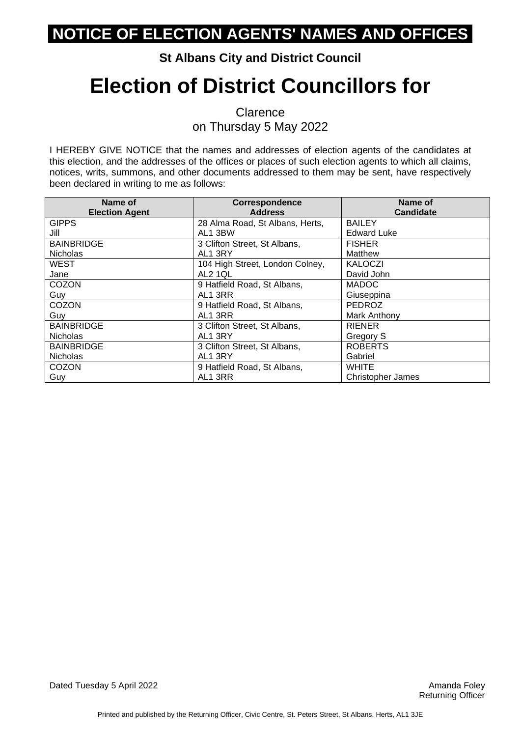# NOTICE OF ELECTION AGENTS' NAMES AND OFFICES

**St Albans City and District Council**

# Election of District Councillors for

Clarence
on Thursday 5 May 2022

I HEREBY GIVE NOTICE that the names and addresses of election agents of the candidates at this election, and the addresses of the offices or places of such election agents to which all claims, notices, writs, summons, and other documents addressed to them may be sent, have respectively been declared in writing to me as follows:

| Name of Election Agent | Correspondence Address | Name of Candidate |
|---|---|---|
| GIPPS Jill | 28 Alma Road, St Albans, Herts, AL1 3BW | BAILEY Edward Luke |
| BAINBRIDGE Nicholas | 3 Clifton Street, St Albans, AL1 3RY | FISHER Matthew |
| WEST Jane | 104 High Street, London Colney, AL2 1QL | KALOCZI David John |
| COZON Guy | 9 Hatfield Road, St Albans, AL1 3RR | MADOC Giuseppina |
| COZON Guy | 9 Hatfield Road, St Albans, AL1 3RR | PEDROZ Mark Anthony |
| BAINBRIDGE Nicholas | 3 Clifton Street, St Albans, AL1 3RY | RIENER Gregory S |
| BAINBRIDGE Nicholas | 3 Clifton Street, St Albans, AL1 3RY | ROBERTS Gabriel |
| COZON Guy | 9 Hatfield Road, St Albans, AL1 3RR | WHITE Christopher James |

Dated Tuesday 5 April 2022

Amanda Foley
Returning Officer

Printed and published by the Returning Officer, Civic Centre, St. Peters Street, St Albans, Herts, AL1 3JE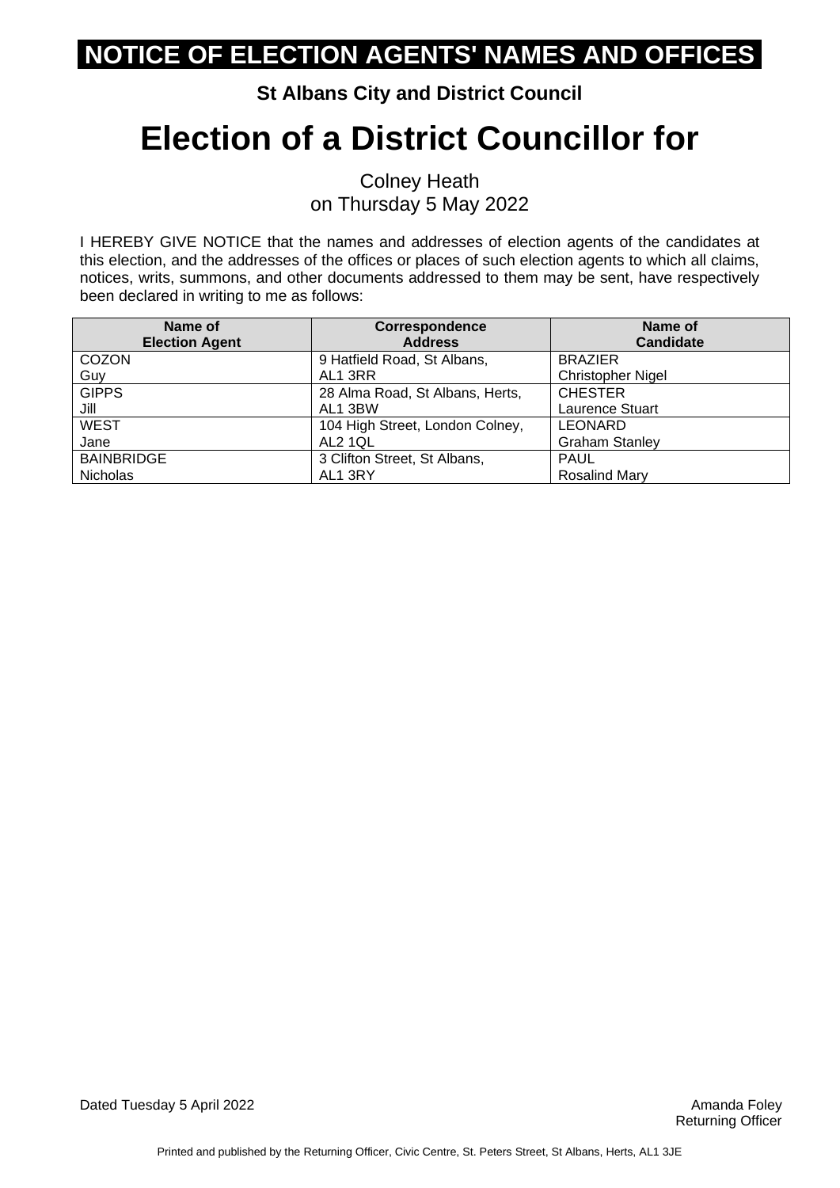# NOTICE OF ELECTION AGENTS' NAMES AND OFFICES

**St Albans City and District Council**

# Election of a District Councillor for

Colney Heath
on Thursday 5 May 2022

I HEREBY GIVE NOTICE that the names and addresses of election agents of the candidates at this election, and the addresses of the offices or places of such election agents to which all claims, notices, writs, summons, and other documents addressed to them may be sent, have respectively been declared in writing to me as follows:

| Name of Election Agent | Correspondence Address | Name of Candidate |
|---|---|---|
| COZON Guy | 9 Hatfield Road, St Albans, AL1 3RR | BRAZIER Christopher Nigel |
| GIPPS Jill | 28 Alma Road, St Albans, Herts, AL1 3BW | CHESTER Laurence Stuart |
| WEST Jane | 104 High Street, London Colney, AL2 1QL | LEONARD Graham Stanley |
| BAINBRIDGE Nicholas | 3 Clifton Street, St Albans, AL1 3RY | PAUL Rosalind Mary |

Dated Tuesday 5 April 2022

Amanda Foley
Returning Officer

Printed and published by the Returning Officer, Civic Centre, St. Peters Street, St Albans, Herts, AL1 3JE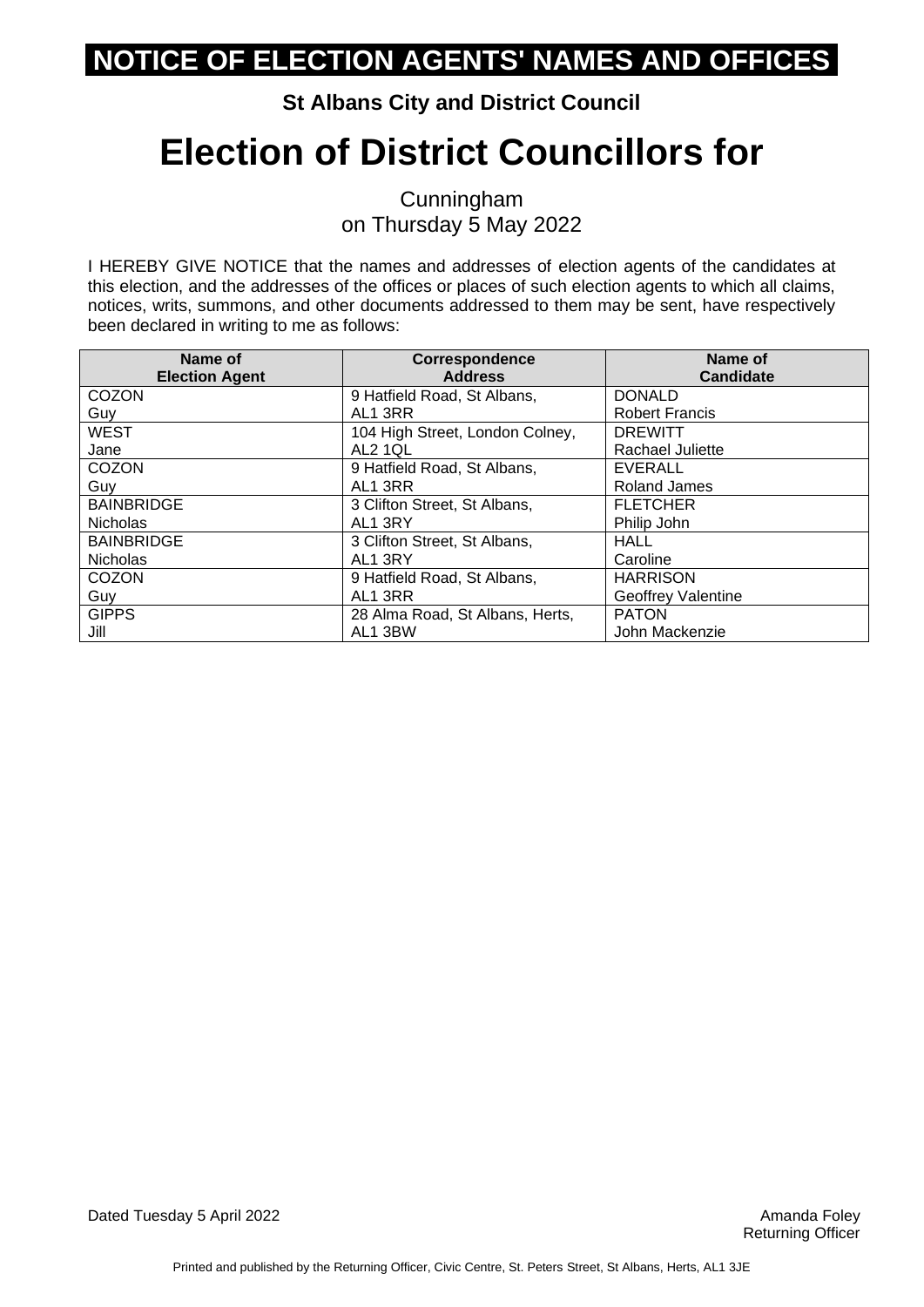# NOTICE OF ELECTION AGENTS' NAMES AND OFFICES

**St Albans City and District Council**

# Election of District Councillors for

Cunningham
on Thursday 5 May 2022

I HEREBY GIVE NOTICE that the names and addresses of election agents of the candidates at this election, and the addresses of the offices or places of such election agents to which all claims, notices, writs, summons, and other documents addressed to them may be sent, have respectively been declared in writing to me as follows:

| Name of Election Agent | Correspondence Address | Name of Candidate |
|---|---|---|
| COZON Guy | 9 Hatfield Road, St Albans, AL1 3RR | DONALD Robert Francis |
| WEST Jane | 104 High Street, London Colney, AL2 1QL | DREWITT Rachael Juliette |
| COZON Guy | 9 Hatfield Road, St Albans, AL1 3RR | EVERALL Roland James |
| BAINBRIDGE Nicholas | 3 Clifton Street, St Albans, AL1 3RY | FLETCHER Philip John |
| BAINBRIDGE Nicholas | 3 Clifton Street, St Albans, AL1 3RY | HALL Caroline |
| COZON Guy | 9 Hatfield Road, St Albans, AL1 3RR | HARRISON Geoffrey Valentine |
| GIPPS Jill | 28 Alma Road, St Albans, Herts, AL1 3BW | PATON John Mackenzie |

Dated Tuesday 5 April 2022

Amanda Foley
Returning Officer

Printed and published by the Returning Officer, Civic Centre, St. Peters Street, St Albans, Herts, AL1 3JE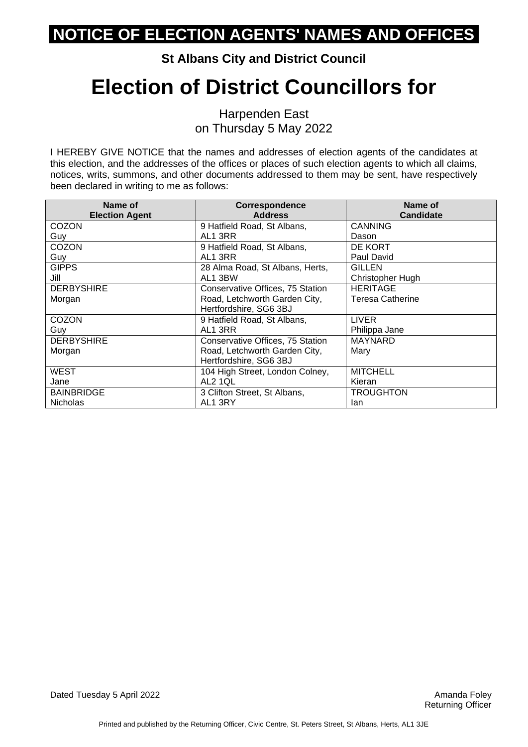# NOTICE OF ELECTION AGENTS' NAMES AND OFFICES

**St Albans City and District Council**

# Election of District Councillors for

Harpenden East
on Thursday 5 May 2022

I HEREBY GIVE NOTICE that the names and addresses of election agents of the candidates at this election, and the addresses of the offices or places of such election agents to which all claims, notices, writs, summons, and other documents addressed to them may be sent, have respectively been declared in writing to me as follows:

| Name of Election Agent | Correspondence Address | Name of Candidate |
|---|---|---|
| COZON Guy | 9 Hatfield Road, St Albans, AL1 3RR | CANNING Dason |
| COZON Guy | 9 Hatfield Road, St Albans, AL1 3RR | DE KORT Paul David |
| GIPPS Jill | 28 Alma Road, St Albans, Herts, AL1 3BW | GILLEN Christopher Hugh |
| DERBYSHIRE Morgan | Conservative Offices, 75 Station Road, Letchworth Garden City, Hertfordshire, SG6 3BJ | HERITAGE Teresa Catherine |
| COZON Guy | 9 Hatfield Road, St Albans, AL1 3RR | LIVER Philippa Jane |
| DERBYSHIRE Morgan | Conservative Offices, 75 Station Road, Letchworth Garden City, Hertfordshire, SG6 3BJ | MAYNARD Mary |
| WEST Jane | 104 High Street, London Colney, AL2 1QL | MITCHELL Kieran |
| BAINBRIDGE Nicholas | 3 Clifton Street, St Albans, AL1 3RY | TROUGHTON Ian |

Dated Tuesday 5 April 2022

Amanda Foley
Returning Officer

Printed and published by the Returning Officer, Civic Centre, St. Peters Street, St Albans, Herts, AL1 3JE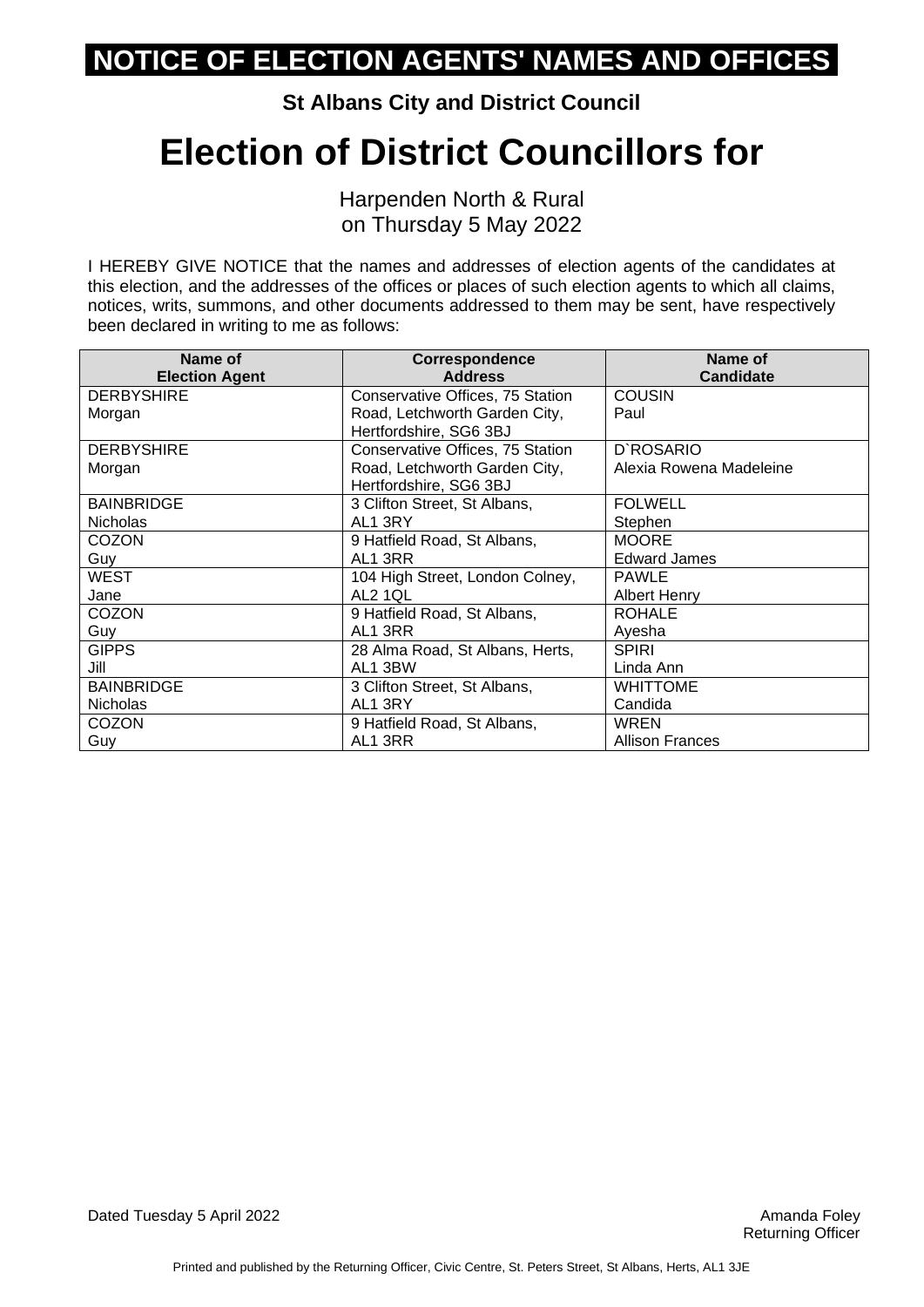# NOTICE OF ELECTION AGENTS' NAMES AND OFFICES

**St Albans City and District Council**

# Election of District Councillors for

Harpenden North & Rural
on Thursday 5 May 2022

I HEREBY GIVE NOTICE that the names and addresses of election agents of the candidates at this election, and the addresses of the offices or places of such election agents to which all claims, notices, writs, summons, and other documents addressed to them may be sent, have respectively been declared in writing to me as follows:

| Name of Election Agent | Correspondence Address | Name of Candidate |
|---|---|---|
| DERBYSHIRE Morgan | Conservative Offices, 75 Station Road, Letchworth Garden City, Hertfordshire, SG6 3BJ | COUSIN Paul |
| DERBYSHIRE Morgan | Conservative Offices, 75 Station Road, Letchworth Garden City, Hertfordshire, SG6 3BJ | D`ROSARIO Alexia Rowena Madeleine |
| BAINBRIDGE Nicholas | 3 Clifton Street, St Albans, AL1 3RY | FOLWELL Stephen |
| COZON Guy | 9 Hatfield Road, St Albans, AL1 3RR | MOORE Edward James |
| WEST Jane | 104 High Street, London Colney, AL2 1QL | PAWLE Albert Henry |
| COZON Guy | 9 Hatfield Road, St Albans, AL1 3RR | ROHALE Ayesha |
| GIPPS Jill | 28 Alma Road, St Albans, Herts, AL1 3BW | SPIRI Linda Ann |
| BAINBRIDGE Nicholas | 3 Clifton Street, St Albans, AL1 3RY | WHITTOME Candida |
| COZON Guy | 9 Hatfield Road, St Albans, AL1 3RR | WREN Allison Frances |

Dated Tuesday 5 April 2022

Amanda Foley
Returning Officer

Printed and published by the Returning Officer, Civic Centre, St. Peters Street, St Albans, Herts, AL1 3JE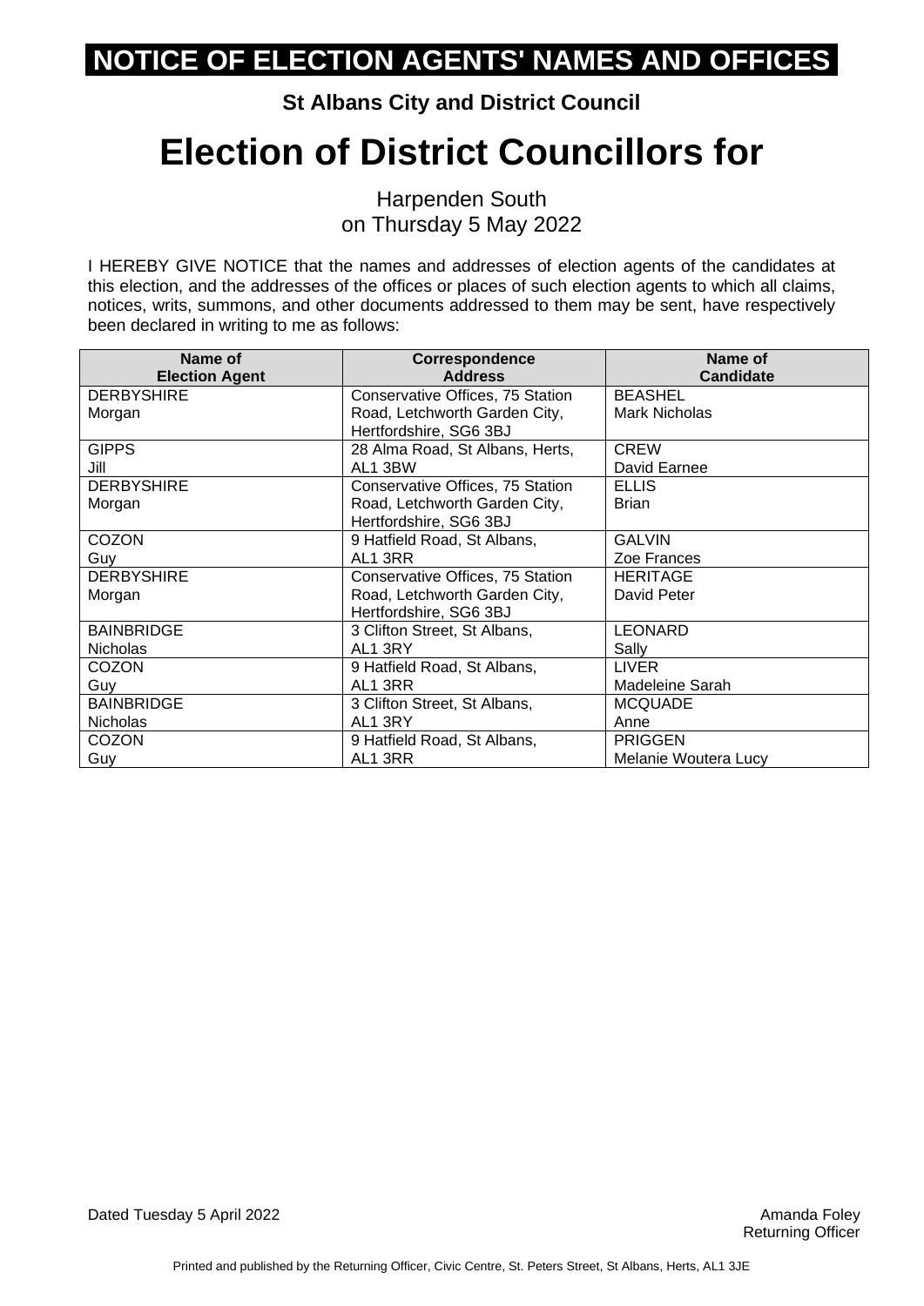# NOTICE OF ELECTION AGENTS' NAMES AND OFFICES

**St Albans City and District Council**

# Election of District Councillors for

Harpenden South
on Thursday 5 May 2022

I HEREBY GIVE NOTICE that the names and addresses of election agents of the candidates at this election, and the addresses of the offices or places of such election agents to which all claims, notices, writs, summons, and other documents addressed to them may be sent, have respectively been declared in writing to me as follows:

| Name of Election Agent | Correspondence Address | Name of Candidate |
|---|---|---|
| DERBYSHIRE Morgan | Conservative Offices, 75 Station Road, Letchworth Garden City, Hertfordshire, SG6 3BJ | BEASHEL Mark Nicholas |
| GIPPS Jill | 28 Alma Road, St Albans, Herts, AL1 3BW | CREW David Earnee |
| DERBYSHIRE Morgan | Conservative Offices, 75 Station Road, Letchworth Garden City, Hertfordshire, SG6 3BJ | ELLIS Brian |
| COZON Guy | 9 Hatfield Road, St Albans, AL1 3RR | GALVIN Zoe Frances |
| DERBYSHIRE Morgan | Conservative Offices, 75 Station Road, Letchworth Garden City, Hertfordshire, SG6 3BJ | HERITAGE David Peter |
| BAINBRIDGE Nicholas | 3 Clifton Street, St Albans, AL1 3RY | LEONARD Sally |
| COZON Guy | 9 Hatfield Road, St Albans, AL1 3RR | LIVER Madeleine Sarah |
| BAINBRIDGE Nicholas | 3 Clifton Street, St Albans, AL1 3RY | MCQUADE Anne |
| COZON Guy | 9 Hatfield Road, St Albans, AL1 3RR | PRIGGEN Melanie Woutera Lucy |

Dated Tuesday 5 April 2022

Amanda Foley
Returning Officer

Printed and published by the Returning Officer, Civic Centre, St. Peters Street, St Albans, Herts, AL1 3JE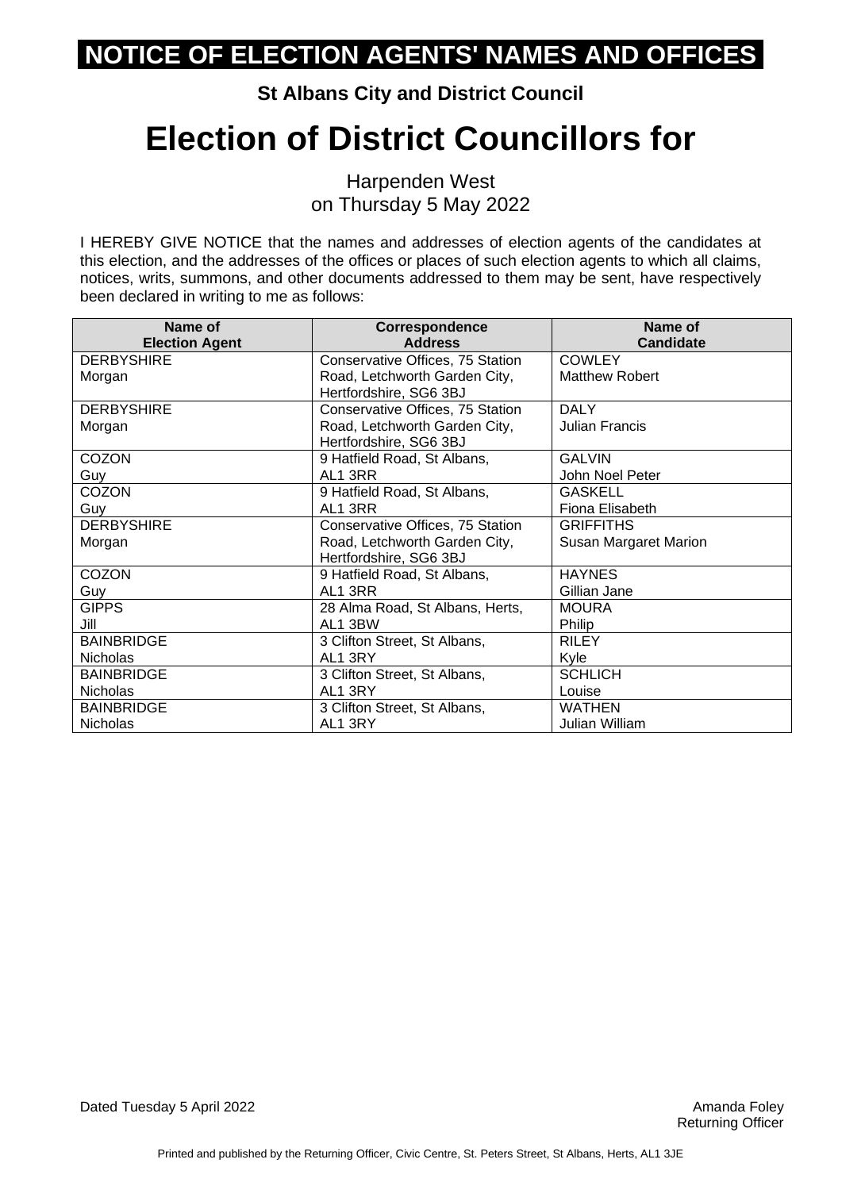# NOTICE OF ELECTION AGENTS' NAMES AND OFFICES

**St Albans City and District Council**

# Election of District Councillors for

Harpenden West
on Thursday 5 May 2022

I HEREBY GIVE NOTICE that the names and addresses of election agents of the candidates at this election, and the addresses of the offices or places of such election agents to which all claims, notices, writs, summons, and other documents addressed to them may be sent, have respectively been declared in writing to me as follows:

| Name of Election Agent | Correspondence Address | Name of Candidate |
|---|---|---|
| DERBYSHIRE Morgan | Conservative Offices, 75 Station Road, Letchworth Garden City, Hertfordshire, SG6 3BJ | COWLEY Matthew Robert |
| DERBYSHIRE Morgan | Conservative Offices, 75 Station Road, Letchworth Garden City, Hertfordshire, SG6 3BJ | DALY Julian Francis |
| COZON Guy | 9 Hatfield Road, St Albans, AL1 3RR | GALVIN John Noel Peter |
| COZON Guy | 9 Hatfield Road, St Albans, AL1 3RR | GASKELL Fiona Elisabeth |
| DERBYSHIRE Morgan | Conservative Offices, 75 Station Road, Letchworth Garden City, Hertfordshire, SG6 3BJ | GRIFFITHS Susan Margaret Marion |
| COZON Guy | 9 Hatfield Road, St Albans, AL1 3RR | HAYNES Gillian Jane |
| GIPPS Jill | 28 Alma Road, St Albans, Herts, AL1 3BW | MOURA Philip |
| BAINBRIDGE Nicholas | 3 Clifton Street, St Albans, AL1 3RY | RILEY Kyle |
| BAINBRIDGE Nicholas | 3 Clifton Street, St Albans, AL1 3RY | SCHLICH Louise |
| BAINBRIDGE Nicholas | 3 Clifton Street, St Albans, AL1 3RY | WATHEN Julian William |

Dated Tuesday 5 April 2022

Amanda Foley
Returning Officer

Printed and published by the Returning Officer, Civic Centre, St. Peters Street, St Albans, Herts, AL1 3JE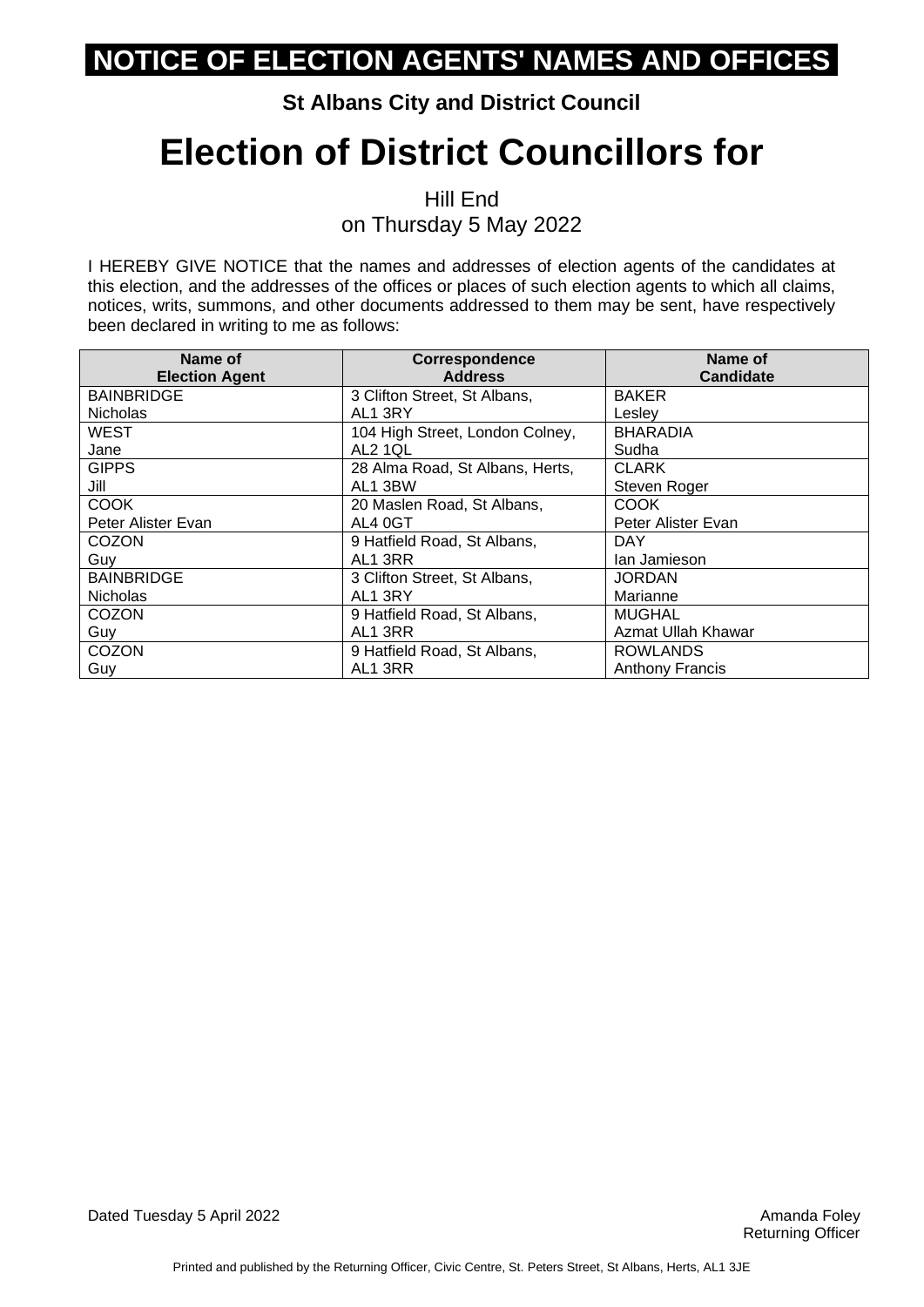# NOTICE OF ELECTION AGENTS' NAMES AND OFFICES

**St Albans City and District Council**

# Election of District Councillors for

Hill End
on Thursday 5 May 2022

I HEREBY GIVE NOTICE that the names and addresses of election agents of the candidates at this election, and the addresses of the offices or places of such election agents to which all claims, notices, writs, summons, and other documents addressed to them may be sent, have respectively been declared in writing to me as follows:

| Name of Election Agent | Correspondence Address | Name of Candidate |
|---|---|---|
| BAINBRIDGE Nicholas | 3 Clifton Street, St Albans, AL1 3RY | BAKER Lesley |
| WEST Jane | 104 High Street, London Colney, AL2 1QL | BHARADIA Sudha |
| GIPPS Jill | 28 Alma Road, St Albans, Herts, AL1 3BW | CLARK Steven Roger |
| COOK Peter Alister Evan | 20 Maslen Road, St Albans, AL4 0GT | COOK Peter Alister Evan |
| COZON Guy | 9 Hatfield Road, St Albans, AL1 3RR | DAY Ian Jamieson |
| BAINBRIDGE Nicholas | 3 Clifton Street, St Albans, AL1 3RY | JORDAN Marianne |
| COZON Guy | 9 Hatfield Road, St Albans, AL1 3RR | MUGHAL Azmat Ullah Khawar |
| COZON Guy | 9 Hatfield Road, St Albans, AL1 3RR | ROWLANDS Anthony Francis |

Dated Tuesday 5 April 2022

Amanda Foley
Returning Officer

Printed and published by the Returning Officer, Civic Centre, St. Peters Street, St Albans, Herts, AL1 3JE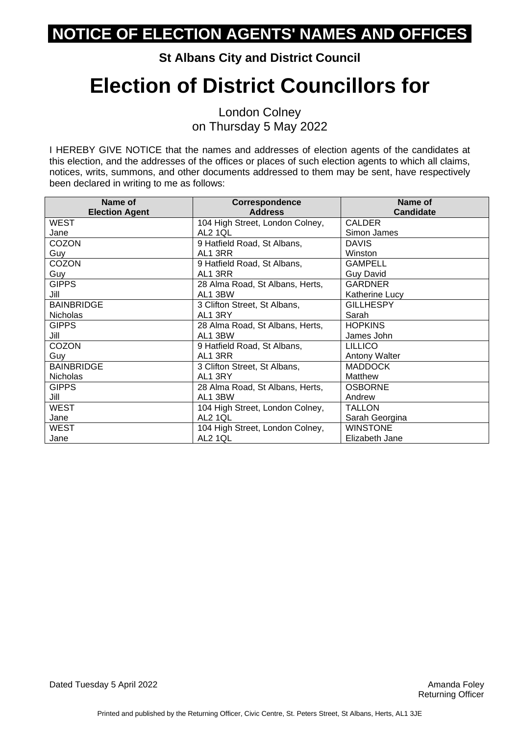# NOTICE OF ELECTION AGENTS' NAMES AND OFFICES

**St Albans City and District Council**

# Election of District Councillors for

London Colney
on Thursday 5 May 2022

I HEREBY GIVE NOTICE that the names and addresses of election agents of the candidates at this election, and the addresses of the offices or places of such election agents to which all claims, notices, writs, summons, and other documents addressed to them may be sent, have respectively been declared in writing to me as follows:

| Name of Election Agent | Correspondence Address | Name of Candidate |
|---|---|---|
| WEST Jane | 104 High Street, London Colney, AL2 1QL | CALDER Simon James |
| COZON Guy | 9 Hatfield Road, St Albans, AL1 3RR | DAVIS Winston |
| COZON Guy | 9 Hatfield Road, St Albans, AL1 3RR | GAMPELL Guy David |
| GIPPS Jill | 28 Alma Road, St Albans, Herts, AL1 3BW | GARDNER Katherine Lucy |
| BAINBRIDGE Nicholas | 3 Clifton Street, St Albans, AL1 3RY | GILLHESPY Sarah |
| GIPPS Jill | 28 Alma Road, St Albans, Herts, AL1 3BW | HOPKINS James John |
| COZON Guy | 9 Hatfield Road, St Albans, AL1 3RR | LILLICO Antony Walter |
| BAINBRIDGE Nicholas | 3 Clifton Street, St Albans, AL1 3RY | MADDOCK Matthew |
| GIPPS Jill | 28 Alma Road, St Albans, Herts, AL1 3BW | OSBORNE Andrew |
| WEST Jane | 104 High Street, London Colney, AL2 1QL | TALLON Sarah Georgina |
| WEST Jane | 104 High Street, London Colney, AL2 1QL | WINSTONE Elizabeth Jane |

Dated Tuesday 5 April 2022

Amanda Foley
Returning Officer

Printed and published by the Returning Officer, Civic Centre, St. Peters Street, St Albans, Herts, AL1 3JE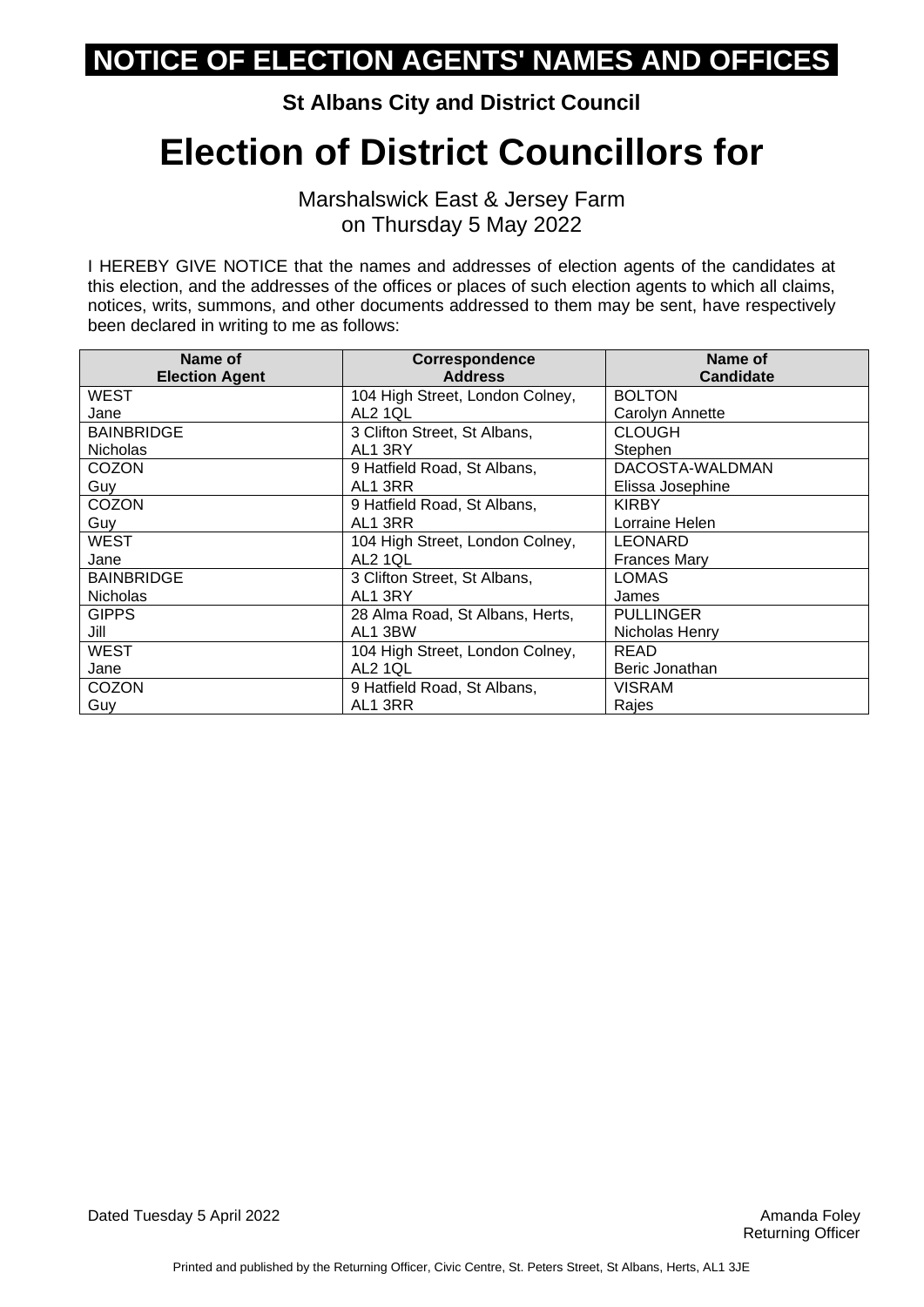# NOTICE OF ELECTION AGENTS' NAMES AND OFFICES

**St Albans City and District Council**

# Election of District Councillors for

Marshalswick East & Jersey Farm
on Thursday 5 May 2022

I HEREBY GIVE NOTICE that the names and addresses of election agents of the candidates at this election, and the addresses of the offices or places of such election agents to which all claims, notices, writs, summons, and other documents addressed to them may be sent, have respectively been declared in writing to me as follows:

| Name of Election Agent | Correspondence Address | Name of Candidate |
|---|---|---|
| WEST Jane | 104 High Street, London Colney, AL2 1QL | BOLTON Carolyn Annette |
| BAINBRIDGE Nicholas | 3 Clifton Street, St Albans, AL1 3RY | CLOUGH Stephen |
| COZON Guy | 9 Hatfield Road, St Albans, AL1 3RR | DACOSTA-WALDMAN Elissa Josephine |
| COZON Guy | 9 Hatfield Road, St Albans, AL1 3RR | KIRBY Lorraine Helen |
| WEST Jane | 104 High Street, London Colney, AL2 1QL | LEONARD Frances Mary |
| BAINBRIDGE Nicholas | 3 Clifton Street, St Albans, AL1 3RY | LOMAS James |
| GIPPS Jill | 28 Alma Road, St Albans, Herts, AL1 3BW | PULLINGER Nicholas Henry |
| WEST Jane | 104 High Street, London Colney, AL2 1QL | READ Beric Jonathan |
| COZON Guy | 9 Hatfield Road, St Albans, AL1 3RR | VISRAM Rajes |

Dated Tuesday 5 April 2022

Amanda Foley
Returning Officer

Printed and published by the Returning Officer, Civic Centre, St. Peters Street, St Albans, Herts, AL1 3JE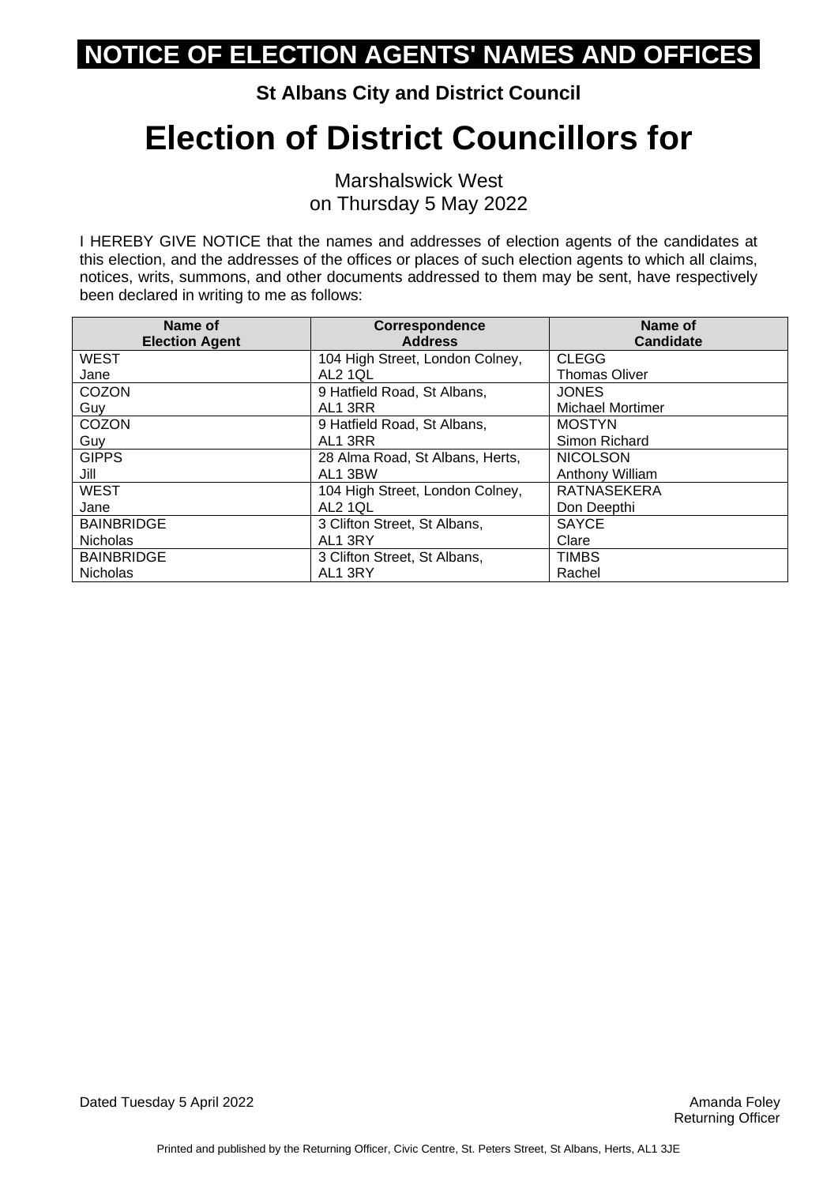# NOTICE OF ELECTION AGENTS' NAMES AND OFFICES

**St Albans City and District Council**

# Election of District Councillors for

Marshalswick West
on Thursday 5 May 2022

I HEREBY GIVE NOTICE that the names and addresses of election agents of the candidates at this election, and the addresses of the offices or places of such election agents to which all claims, notices, writs, summons, and other documents addressed to them may be sent, have respectively been declared in writing to me as follows:

| Name of Election Agent | Correspondence Address | Name of Candidate |
|---|---|---|
| WEST Jane | 104 High Street, London Colney, AL2 1QL | CLEGG Thomas Oliver |
| COZON Guy | 9 Hatfield Road, St Albans, AL1 3RR | JONES Michael Mortimer |
| COZON Guy | 9 Hatfield Road, St Albans, AL1 3RR | MOSTYN Simon Richard |
| GIPPS Jill | 28 Alma Road, St Albans, Herts, AL1 3BW | NICOLSON Anthony William |
| WEST Jane | 104 High Street, London Colney, AL2 1QL | RATNASEKERA Don Deepthi |
| BAINBRIDGE Nicholas | 3 Clifton Street, St Albans, AL1 3RY | SAYCE Clare |
| BAINBRIDGE Nicholas | 3 Clifton Street, St Albans, AL1 3RY | TIMBS Rachel |

Dated Tuesday 5 April 2022

Amanda Foley
Returning Officer

Printed and published by the Returning Officer, Civic Centre, St. Peters Street, St Albans, Herts, AL1 3JE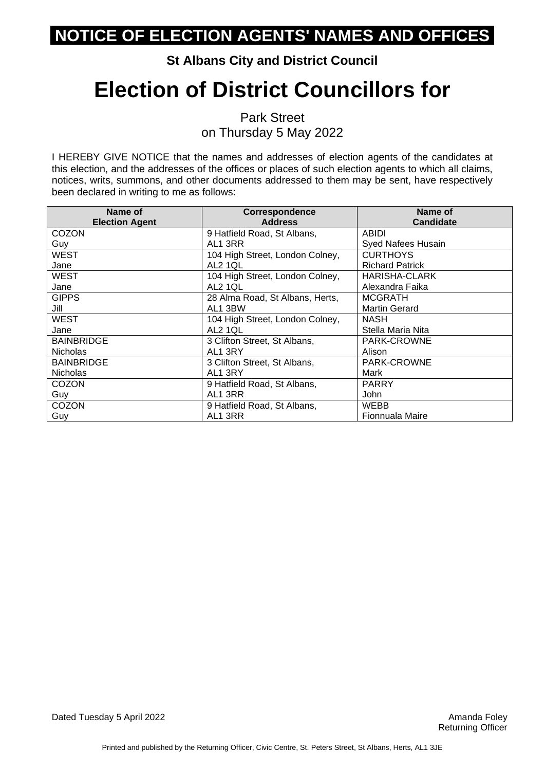# NOTICE OF ELECTION AGENTS' NAMES AND OFFICES

**St Albans City and District Council**

# Election of District Councillors for

Park Street
on Thursday 5 May 2022

I HEREBY GIVE NOTICE that the names and addresses of election agents of the candidates at this election, and the addresses of the offices or places of such election agents to which all claims, notices, writs, summons, and other documents addressed to them may be sent, have respectively been declared in writing to me as follows:

| Name of Election Agent | Correspondence Address | Name of Candidate |
|---|---|---|
| COZON Guy | 9 Hatfield Road, St Albans, AL1 3RR | ABIDI Syed Nafees Husain |
| WEST Jane | 104 High Street, London Colney, AL2 1QL | CURTHOYS Richard Patrick |
| WEST Jane | 104 High Street, London Colney, AL2 1QL | HARISHA-CLARK Alexandra Faika |
| GIPPS Jill | 28 Alma Road, St Albans, Herts, AL1 3BW | MCGRATH Martin Gerard |
| WEST Jane | 104 High Street, London Colney, AL2 1QL | NASH Stella Maria Nita |
| BAINBRIDGE Nicholas | 3 Clifton Street, St Albans, AL1 3RY | PARK-CROWNE Alison |
| BAINBRIDGE Nicholas | 3 Clifton Street, St Albans, AL1 3RY | PARK-CROWNE Mark |
| COZON Guy | 9 Hatfield Road, St Albans, AL1 3RR | PARRY John |
| COZON Guy | 9 Hatfield Road, St Albans, AL1 3RR | WEBB Fionnuala Maire |

Dated Tuesday 5 April 2022

Amanda Foley
Returning Officer

Printed and published by the Returning Officer, Civic Centre, St. Peters Street, St Albans, Herts, AL1 3JE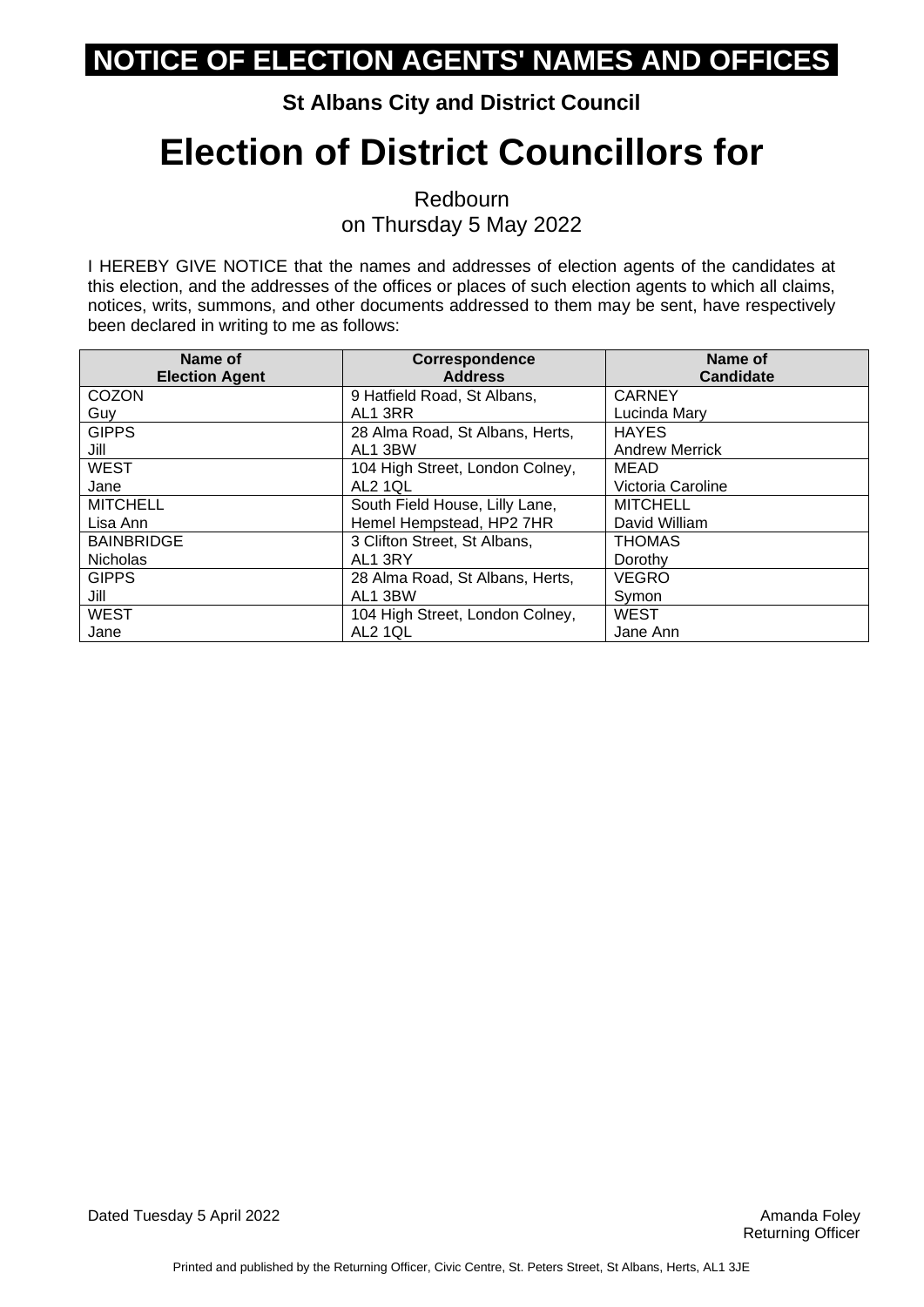# NOTICE OF ELECTION AGENTS' NAMES AND OFFICES

**St Albans City and District Council**

# Election of District Councillors for

Redbourn
on Thursday 5 May 2022

I HEREBY GIVE NOTICE that the names and addresses of election agents of the candidates at this election, and the addresses of the offices or places of such election agents to which all claims, notices, writs, summons, and other documents addressed to them may be sent, have respectively been declared in writing to me as follows:

| Name of Election Agent | Correspondence Address | Name of Candidate |
|---|---|---|
| COZON Guy | 9 Hatfield Road, St Albans, AL1 3RR | CARNEY Lucinda Mary |
| GIPPS Jill | 28 Alma Road, St Albans, Herts, AL1 3BW | HAYES Andrew Merrick |
| WEST Jane | 104 High Street, London Colney, AL2 1QL | MEAD Victoria Caroline |
| MITCHELL Lisa Ann | South Field House, Lilly Lane, Hemel Hempstead, HP2 7HR | MITCHELL David William |
| BAINBRIDGE Nicholas | 3 Clifton Street, St Albans, AL1 3RY | THOMAS Dorothy |
| GIPPS Jill | 28 Alma Road, St Albans, Herts, AL1 3BW | VEGRO Symon |
| WEST Jane | 104 High Street, London Colney, AL2 1QL | WEST Jane Ann |

Dated Tuesday 5 April 2022

Amanda Foley
Returning Officer

Printed and published by the Returning Officer, Civic Centre, St. Peters Street, St Albans, Herts, AL1 3JE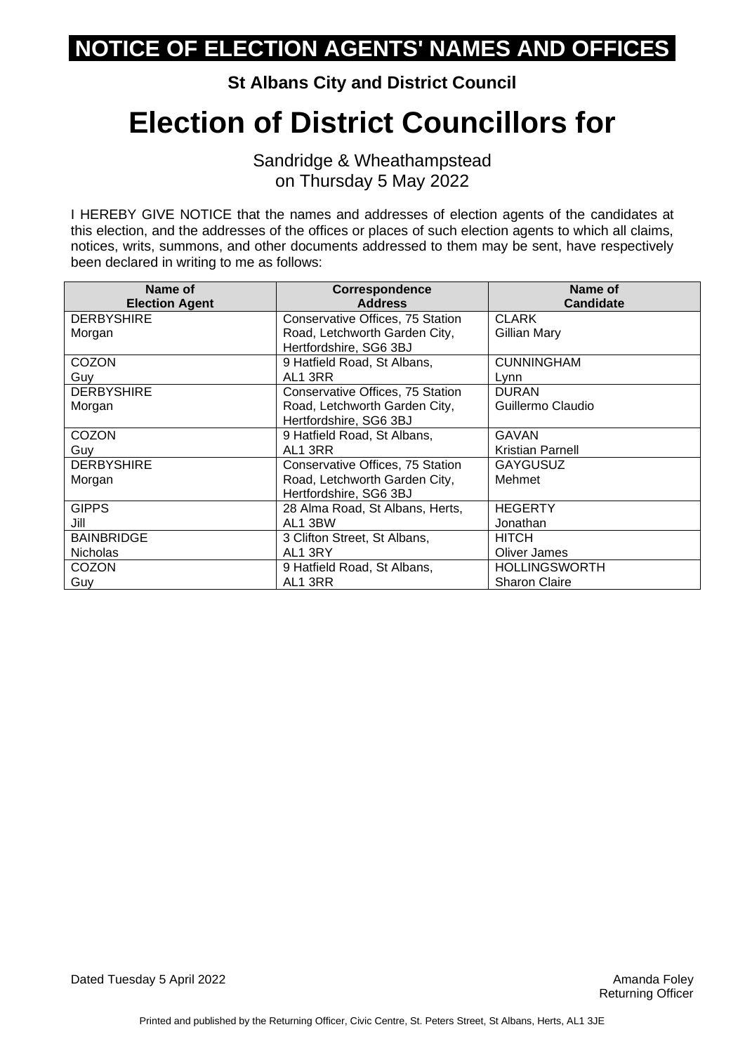# NOTICE OF ELECTION AGENTS' NAMES AND OFFICES

**St Albans City and District Council**

# Election of District Councillors for

Sandridge & Wheathampstead
on Thursday 5 May 2022

I HEREBY GIVE NOTICE that the names and addresses of election agents of the candidates at this election, and the addresses of the offices or places of such election agents to which all claims, notices, writs, summons, and other documents addressed to them may be sent, have respectively been declared in writing to me as follows:

| Name of Election Agent | Correspondence Address | Name of Candidate |
|---|---|---|
| DERBYSHIRE Morgan | Conservative Offices, 75 Station Road, Letchworth Garden City, Hertfordshire, SG6 3BJ | CLARK Gillian Mary |
| COZON Guy | 9 Hatfield Road, St Albans, AL1 3RR | CUNNINGHAM Lynn |
| DERBYSHIRE Morgan | Conservative Offices, 75 Station Road, Letchworth Garden City, Hertfordshire, SG6 3BJ | DURAN Guillermo Claudio |
| COZON Guy | 9 Hatfield Road, St Albans, AL1 3RR | GAVAN Kristian Parnell |
| DERBYSHIRE Morgan | Conservative Offices, 75 Station Road, Letchworth Garden City, Hertfordshire, SG6 3BJ | GAYGUSUZ Mehmet |
| GIPPS Jill | 28 Alma Road, St Albans, Herts, AL1 3BW | HEGERTY Jonathan |
| BAINBRIDGE Nicholas | 3 Clifton Street, St Albans, AL1 3RY | HITCH Oliver James |
| COZON Guy | 9 Hatfield Road, St Albans, AL1 3RR | HOLLINGSWORTH Sharon Claire |

Dated Tuesday 5 April 2022

Amanda Foley
Returning Officer

Printed and published by the Returning Officer, Civic Centre, St. Peters Street, St Albans, Herts, AL1 3JE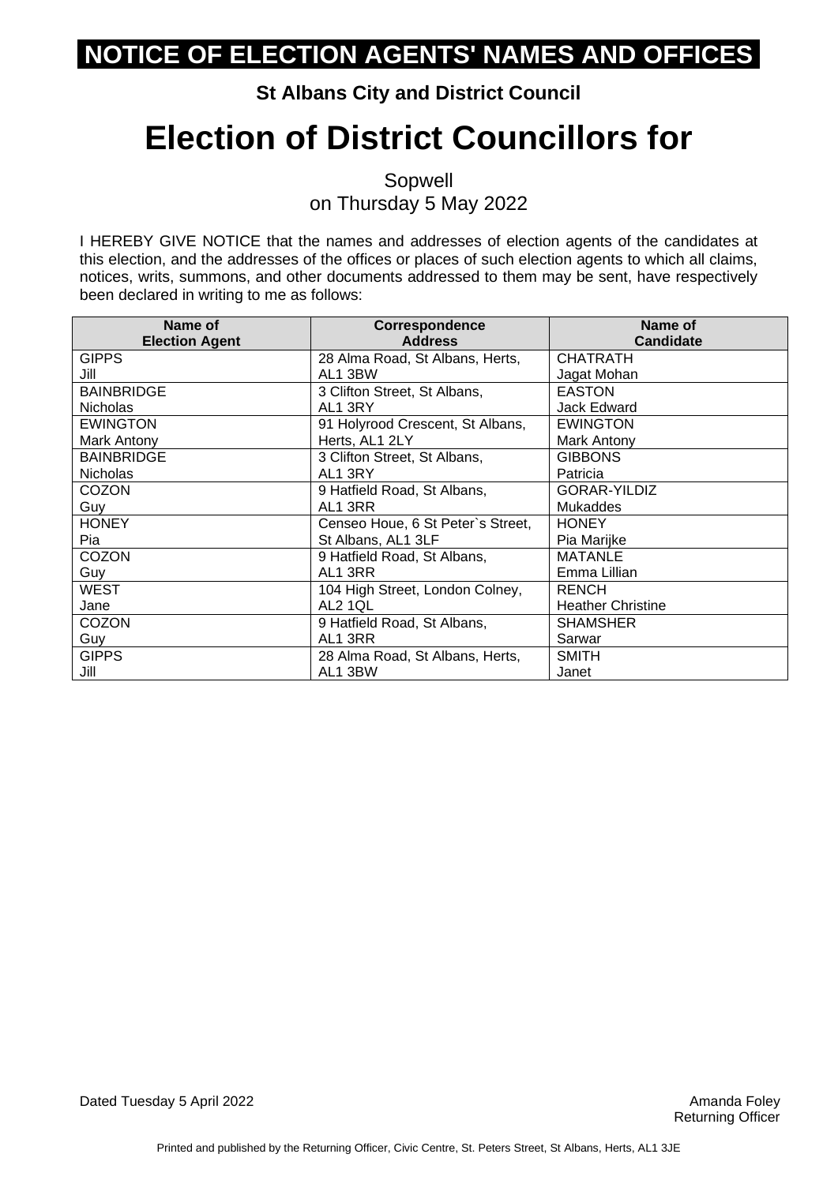# NOTICE OF ELECTION AGENTS' NAMES AND OFFICES

**St Albans City and District Council**

# Election of District Councillors for

Sopwell
on Thursday 5 May 2022

I HEREBY GIVE NOTICE that the names and addresses of election agents of the candidates at this election, and the addresses of the offices or places of such election agents to which all claims, notices, writs, summons, and other documents addressed to them may be sent, have respectively been declared in writing to me as follows:

| Name of Election Agent | Correspondence Address | Name of Candidate |
|---|---|---|
| GIPPS Jill | 28 Alma Road, St Albans, Herts, AL1 3BW | CHATRATH Jagat Mohan |
| BAINBRIDGE Nicholas | 3 Clifton Street, St Albans, AL1 3RY | EASTON Jack Edward |
| EWINGTON Mark Antony | 91 Holyrood Crescent, St Albans, Herts, AL1 2LY | EWINGTON Mark Antony |
| BAINBRIDGE Nicholas | 3 Clifton Street, St Albans, AL1 3RY | GIBBONS Patricia |
| COZON Guy | 9 Hatfield Road, St Albans, AL1 3RR | GORAR-YILDIZ Mukaddes |
| HONEY Pia | Censeo Houe, 6 St Peter`s Street, St Albans, AL1 3LF | HONEY Pia Marijke |
| COZON Guy | 9 Hatfield Road, St Albans, AL1 3RR | MATANLE Emma Lillian |
| WEST Jane | 104 High Street, London Colney, AL2 1QL | RENCH Heather Christine |
| COZON Guy | 9 Hatfield Road, St Albans, AL1 3RR | SHAMSHER Sarwar |
| GIPPS Jill | 28 Alma Road, St Albans, Herts, AL1 3BW | SMITH Janet |

Dated Tuesday 5 April 2022

Amanda Foley
Returning Officer

Printed and published by the Returning Officer, Civic Centre, St. Peters Street, St Albans, Herts, AL1 3JE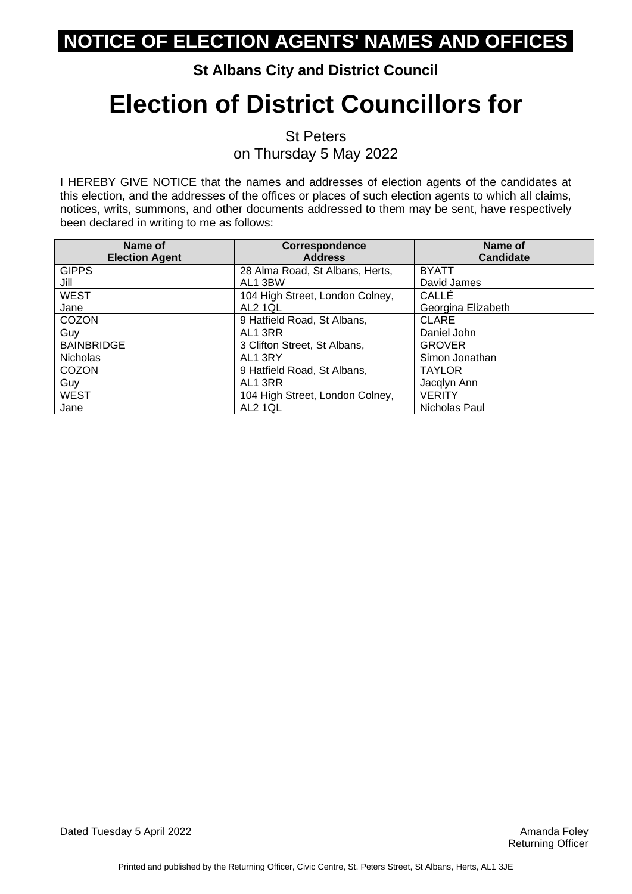# NOTICE OF ELECTION AGENTS' NAMES AND OFFICES

**St Albans City and District Council**

# Election of District Councillors for

St Peters
on Thursday 5 May 2022

I HEREBY GIVE NOTICE that the names and addresses of election agents of the candidates at this election, and the addresses of the offices or places of such election agents to which all claims, notices, writs, summons, and other documents addressed to them may be sent, have respectively been declared in writing to me as follows:

| Name of Election Agent | Correspondence Address | Name of Candidate |
|---|---|---|
| GIPPS Jill | 28 Alma Road, St Albans, Herts, AL1 3BW | BYATT David James |
| WEST Jane | 104 High Street, London Colney, AL2 1QL | CALLÉ Georgina Elizabeth |
| COZON Guy | 9 Hatfield Road, St Albans, AL1 3RR | CLARE Daniel John |
| BAINBRIDGE Nicholas | 3 Clifton Street, St Albans, AL1 3RY | GROVER Simon Jonathan |
| COZON Guy | 9 Hatfield Road, St Albans, AL1 3RR | TAYLOR Jacqlyn Ann |
| WEST Jane | 104 High Street, London Colney, AL2 1QL | VERITY Nicholas Paul |

Dated Tuesday 5 April 2022

Amanda Foley
Returning Officer

Printed and published by the Returning Officer, Civic Centre, St. Peters Street, St Albans, Herts, AL1 3JE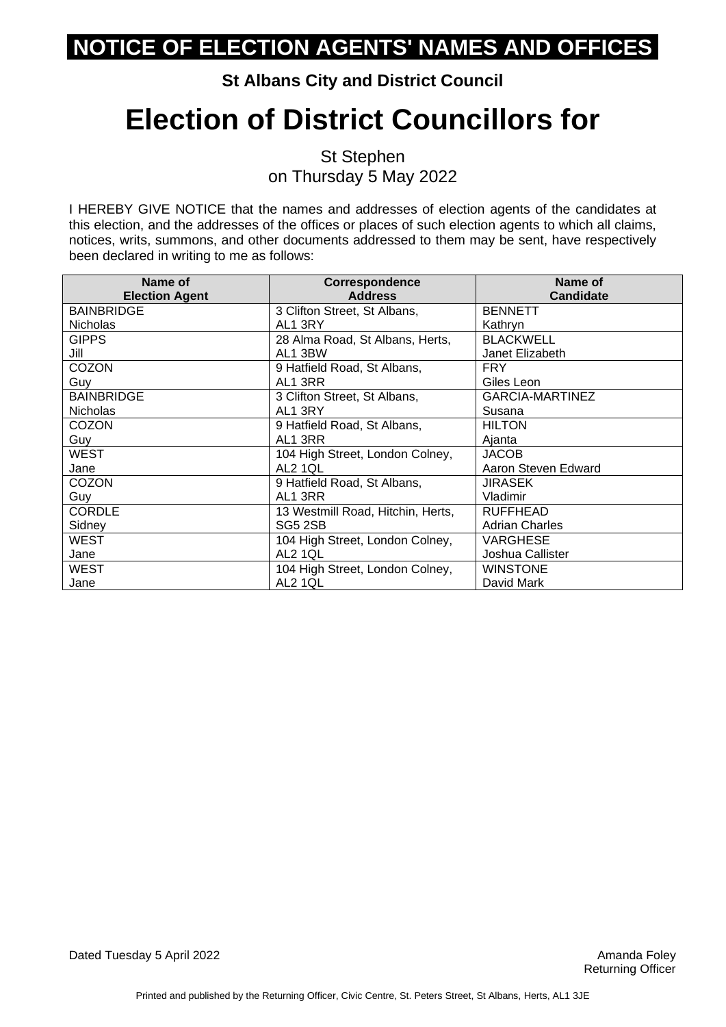# NOTICE OF ELECTION AGENTS' NAMES AND OFFICES

**St Albans City and District Council**

# Election of District Councillors for

St Stephen
on Thursday 5 May 2022

I HEREBY GIVE NOTICE that the names and addresses of election agents of the candidates at this election, and the addresses of the offices or places of such election agents to which all claims, notices, writs, summons, and other documents addressed to them may be sent, have respectively been declared in writing to me as follows:

| Name of Election Agent | Correspondence Address | Name of Candidate |
|---|---|---|
| BAINBRIDGE Nicholas | 3 Clifton Street, St Albans, AL1 3RY | BENNETT Kathryn |
| GIPPS Jill | 28 Alma Road, St Albans, Herts, AL1 3BW | BLACKWELL Janet Elizabeth |
| COZON Guy | 9 Hatfield Road, St Albans, AL1 3RR | FRY Giles Leon |
| BAINBRIDGE Nicholas | 3 Clifton Street, St Albans, AL1 3RY | GARCIA-MARTINEZ Susana |
| COZON Guy | 9 Hatfield Road, St Albans, AL1 3RR | HILTON Ajanta |
| WEST Jane | 104 High Street, London Colney, AL2 1QL | JACOB Aaron Steven Edward |
| COZON Guy | 9 Hatfield Road, St Albans, AL1 3RR | JIRASEK Vladimir |
| CORDLE Sidney | 13 Westmill Road, Hitchin, Herts, SG5 2SB | RUFFHEAD Adrian Charles |
| WEST Jane | 104 High Street, London Colney, AL2 1QL | VARGHESE Joshua Callister |
| WEST Jane | 104 High Street, London Colney, AL2 1QL | WINSTONE David Mark |

Dated Tuesday 5 April 2022

Amanda Foley
Returning Officer

Printed and published by the Returning Officer, Civic Centre, St. Peters Street, St Albans, Herts, AL1 3JE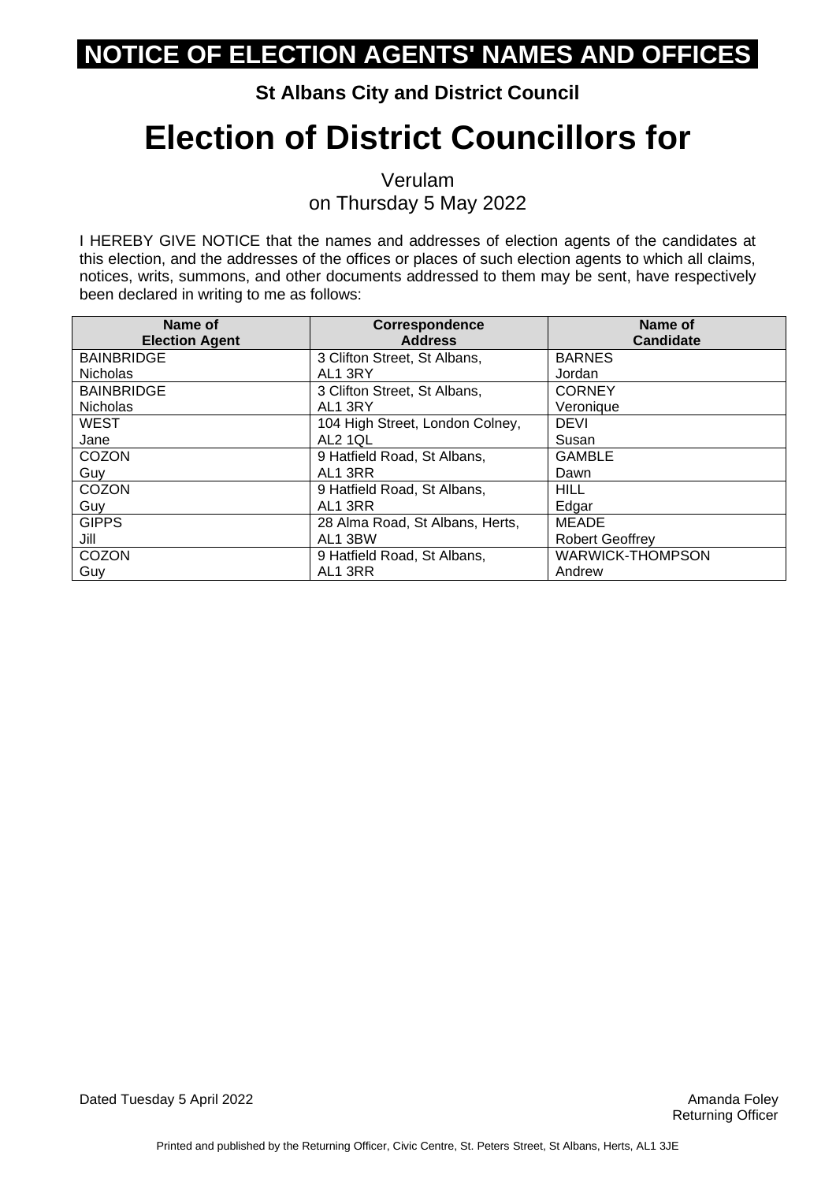# NOTICE OF ELECTION AGENTS' NAMES AND OFFICES

**St Albans City and District Council**

# Election of District Councillors for

Verulam
on Thursday 5 May 2022

I HEREBY GIVE NOTICE that the names and addresses of election agents of the candidates at this election, and the addresses of the offices or places of such election agents to which all claims, notices, writs, summons, and other documents addressed to them may be sent, have respectively been declared in writing to me as follows:

| Name of Election Agent | Correspondence Address | Name of Candidate |
|---|---|---|
| BAINBRIDGE Nicholas | 3 Clifton Street, St Albans, AL1 3RY | BARNES Jordan |
| BAINBRIDGE Nicholas | 3 Clifton Street, St Albans, AL1 3RY | CORNEY Veronique |
| WEST Jane | 104 High Street, London Colney, AL2 1QL | DEVI Susan |
| COZON Guy | 9 Hatfield Road, St Albans, AL1 3RR | GAMBLE Dawn |
| COZON Guy | 9 Hatfield Road, St Albans, AL1 3RR | HILL Edgar |
| GIPPS Jill | 28 Alma Road, St Albans, Herts, AL1 3BW | MEADE Robert Geoffrey |
| COZON Guy | 9 Hatfield Road, St Albans, AL1 3RR | WARWICK-THOMPSON Andrew |

Dated Tuesday 5 April 2022

Amanda Foley
Returning Officer

Printed and published by the Returning Officer, Civic Centre, St. Peters Street, St Albans, Herts, AL1 3JE